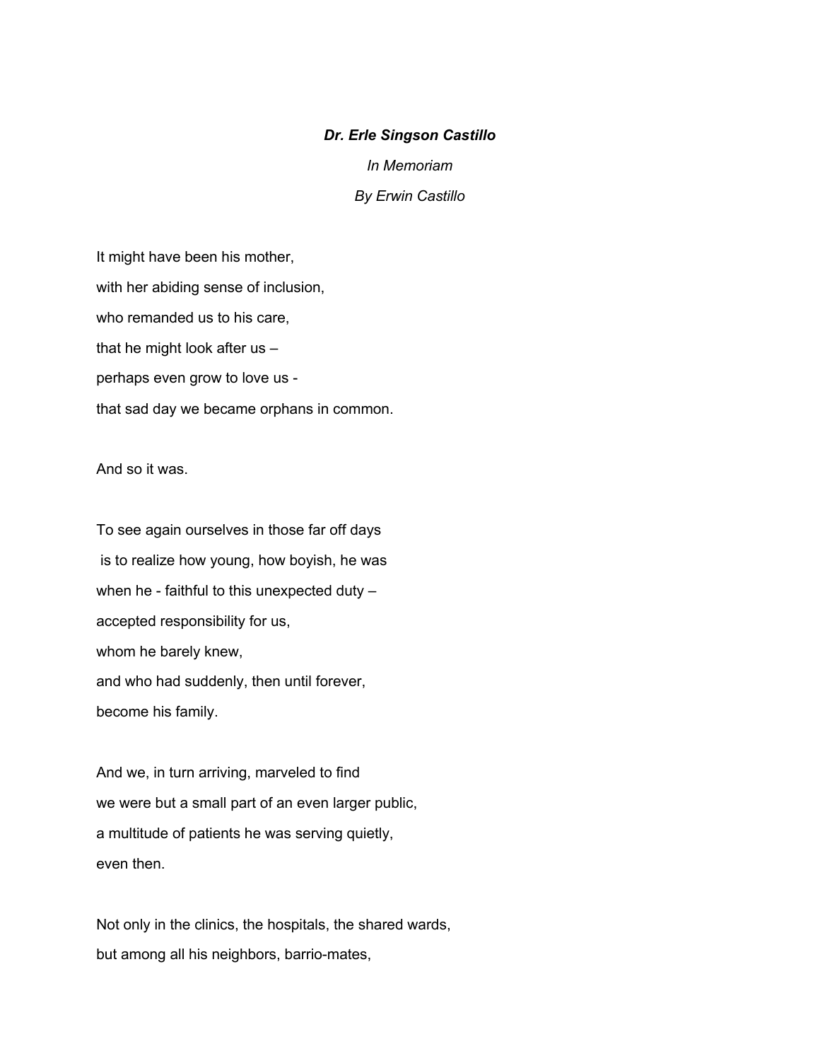***Dr. Erle Singson Castillo***

*In Memoriam*

*By Erwin Castillo*

It might have been his mother,
with her abiding sense of inclusion,
who remanded us to his care,
that he might look after us –
perhaps even grow to love us -
that sad day we became orphans in common.

And so it was.

To see again ourselves in those far off days
is to realize how young, how boyish, he was
when he - faithful to this unexpected duty –
accepted responsibility for us,
whom he barely knew,
and who had suddenly, then until forever,
become his family.

And we, in turn arriving, marveled to find
we were but a small part of an even larger public,
a multitude of patients he was serving quietly,
even then.

Not only in the clinics, the hospitals, the shared wards,
but among all his neighbors, barrio-mates,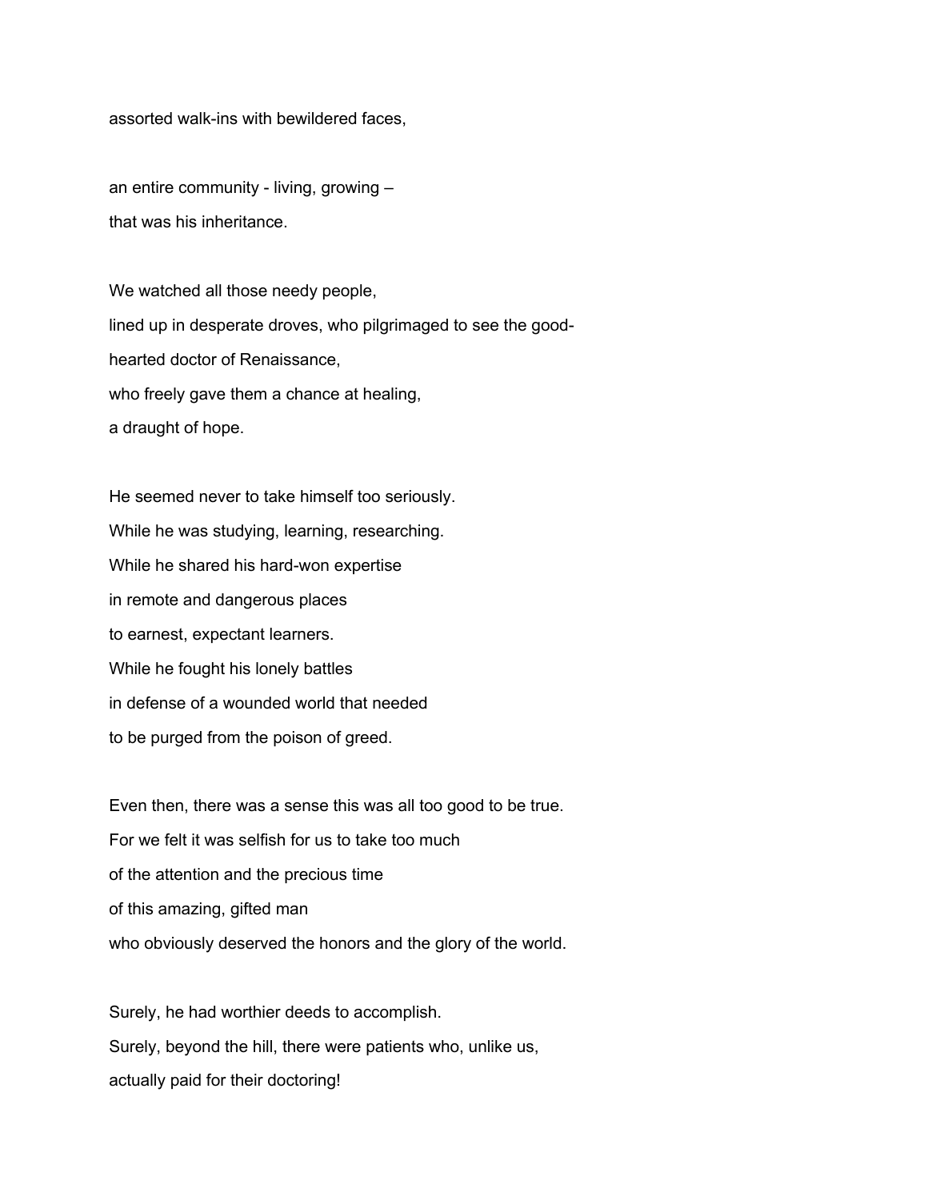assorted walk-ins with bewildered faces,

an entire community - living, growing –  
that was his inheritance.

We watched all those needy people,  
lined up in desperate droves, who pilgrimaged to see the good-  
hearted doctor of Renaissance,  
who freely gave them a chance at healing,  
a draught of hope.

He seemed never to take himself too seriously.  
While he was studying, learning, researching.  
While he shared his hard-won expertise  
in remote and dangerous places  
to earnest, expectant learners.  
While he fought his lonely battles  
in defense of a wounded world that needed  
to be purged from the poison of greed.

Even then, there was a sense this was all too good to be true.  
For we felt it was selfish for us to take too much  
of the attention and the precious time  
of this amazing, gifted man  
who obviously deserved the honors and the glory of the world.

Surely, he had worthier deeds to accomplish.  
Surely, beyond the hill, there were patients who, unlike us,  
actually paid for their doctoring!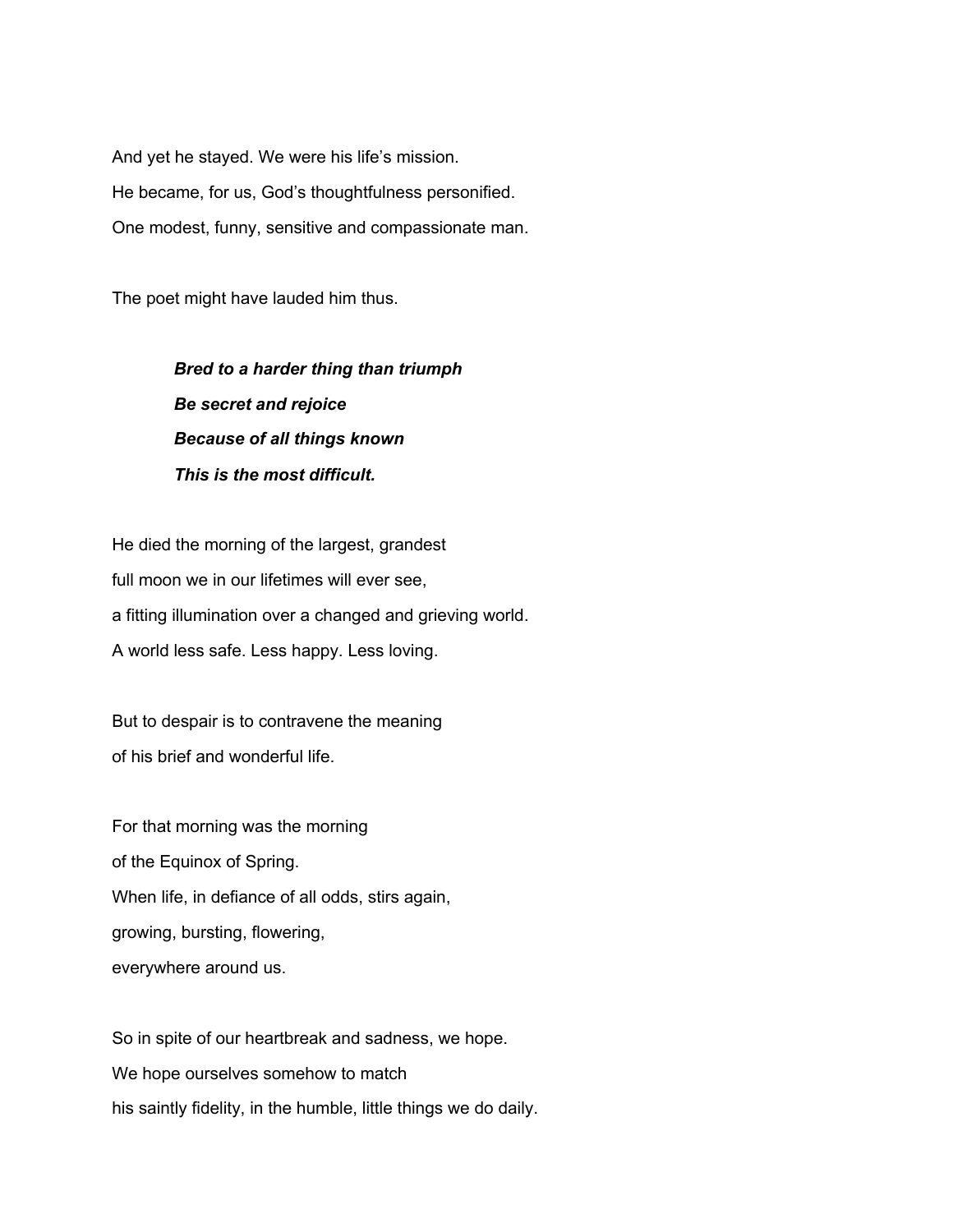And yet he stayed. We were his life's mission.  
He became, for us, God's thoughtfulness personified.  
One modest, funny, sensitive and compassionate man.

The poet might have lauded him thus.

> ***Bred to a harder thing than triumph***  
> ***Be secret and rejoice***  
> ***Because of all things known***  
> ***This is the most difficult.***

He died the morning of the largest, grandest  
full moon we in our lifetimes will ever see,  
a fitting illumination over a changed and grieving world.  
A world less safe. Less happy. Less loving.

But to despair is to contravene the meaning  
of his brief and wonderful life.

For that morning was the morning  
of the Equinox of Spring.  
When life, in defiance of all odds, stirs again,  
growing, bursting, flowering,  
everywhere around us.

So in spite of our heartbreak and sadness, we hope.  
We hope ourselves somehow to match  
his saintly fidelity, in the humble, little things we do daily.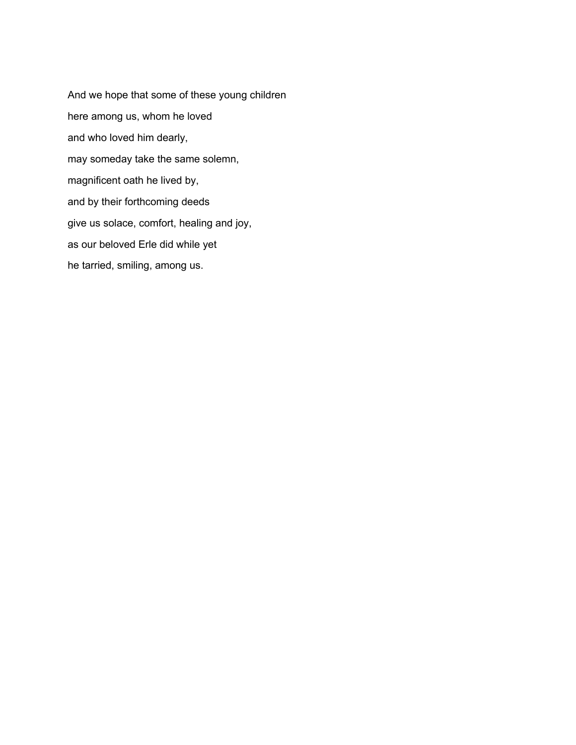And we hope that some of these young children

here among us, whom he loved

and who loved him dearly,

may someday take the same solemn,

magnificent oath he lived by,

and by their forthcoming deeds

give us solace, comfort, healing and joy,

as our beloved Erle did while yet

he tarried, smiling, among us.